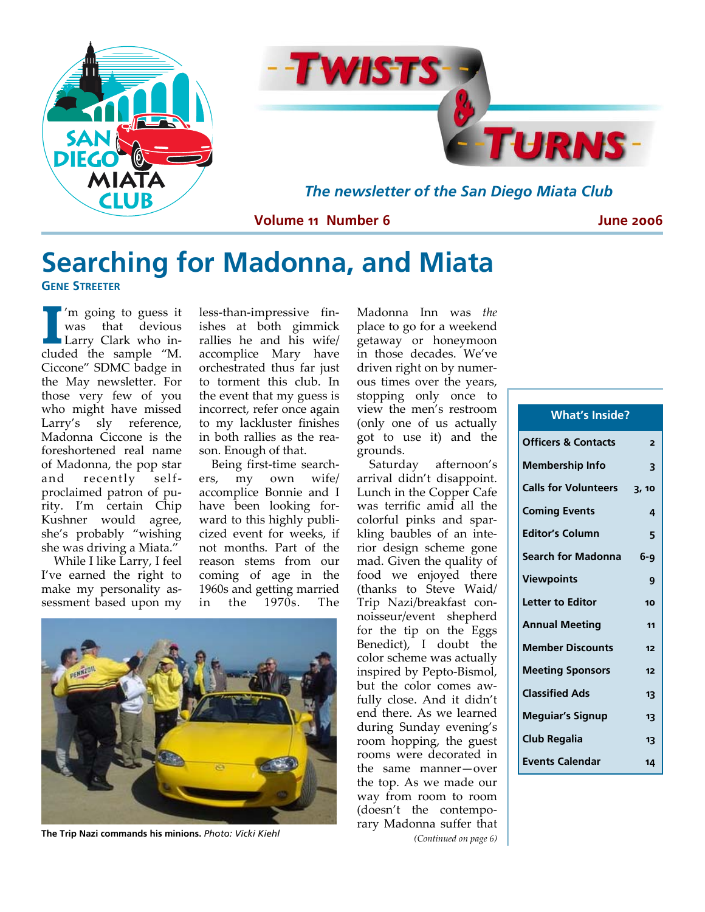# Twists & Turns

*The newsletter of the San Diego Miata Club*

**Volume 11 Number 6** | **June 2006**

# Searching for Madonna, and Miata

**Gene Streeter**

I'm going to guess it was that devious Larry Clark who included the sample "M. Ciccone" SDMC badge in the May newsletter. For those very few of you who might have missed Larry's sly reference, Madonna Ciccone is the foreshortened real name of Madonna, the pop star and recently self-proclaimed patron of purity. I'm certain Chip Kushner would agree, she's probably "wishing she was driving a Miata."

While I like Larry, I feel I've earned the right to make my personality assessment based upon my less-than-impressive finishes at both gimmick rallies he and his wife/accomplice Mary have orchestrated thus far just to torment this club. In the event that my guess is incorrect, refer once again to my lackluster finishes in both rallies as the reason. Enough of that.

Being first-time searchers, my own wife/accomplice Bonnie and I have been looking forward to this highly publicized event for weeks, if not months. Part of the reason stems from our coming of age in the 1960s and getting married in the 1970s. The Madonna Inn was *the* place to go for a weekend getaway or honeymoon in those decades. We've driven right on by numerous times over the years, stopping only once to view the men's restroom (only one of us actually got to use it) and the grounds.

Saturday afternoon's arrival didn't disappoint. Lunch in the Copper Cafe was terrific amid all the colorful pinks and sparkling baubles of an interior design scheme gone mad. Given the quality of food we enjoyed there (thanks to Steve Waid/Trip Nazi/breakfast connoisseur/event shepherd for the tip on the Eggs Benedict), I doubt the color scheme was actually inspired by Pepto-Bismol, but the color comes awfully close. And it didn't end there. As we learned during Sunday evening's room hopping, the guest rooms were decorated in the same manner—over the top. As we made our way from room to room (doesn't the contemporary Madonna suffer that

*(Continued on page 6)*

**The Trip Nazi commands his minions.** *Photo: Vicki Kiehl*

| What's Inside? | |
|---|---|
| Officers & Contacts | 2 |
| Membership Info | 3 |
| Calls for Volunteers | 3, 10 |
| Coming Events | 4 |
| Editor's Column | 5 |
| Search for Madonna | 6-9 |
| Viewpoints | 9 |
| Letter to Editor | 10 |
| Annual Meeting | 11 |
| Member Discounts | 12 |
| Meeting Sponsors | 12 |
| Classified Ads | 13 |
| Meguiar's Signup | 13 |
| Club Regalia | 13 |
| Events Calendar | 14 |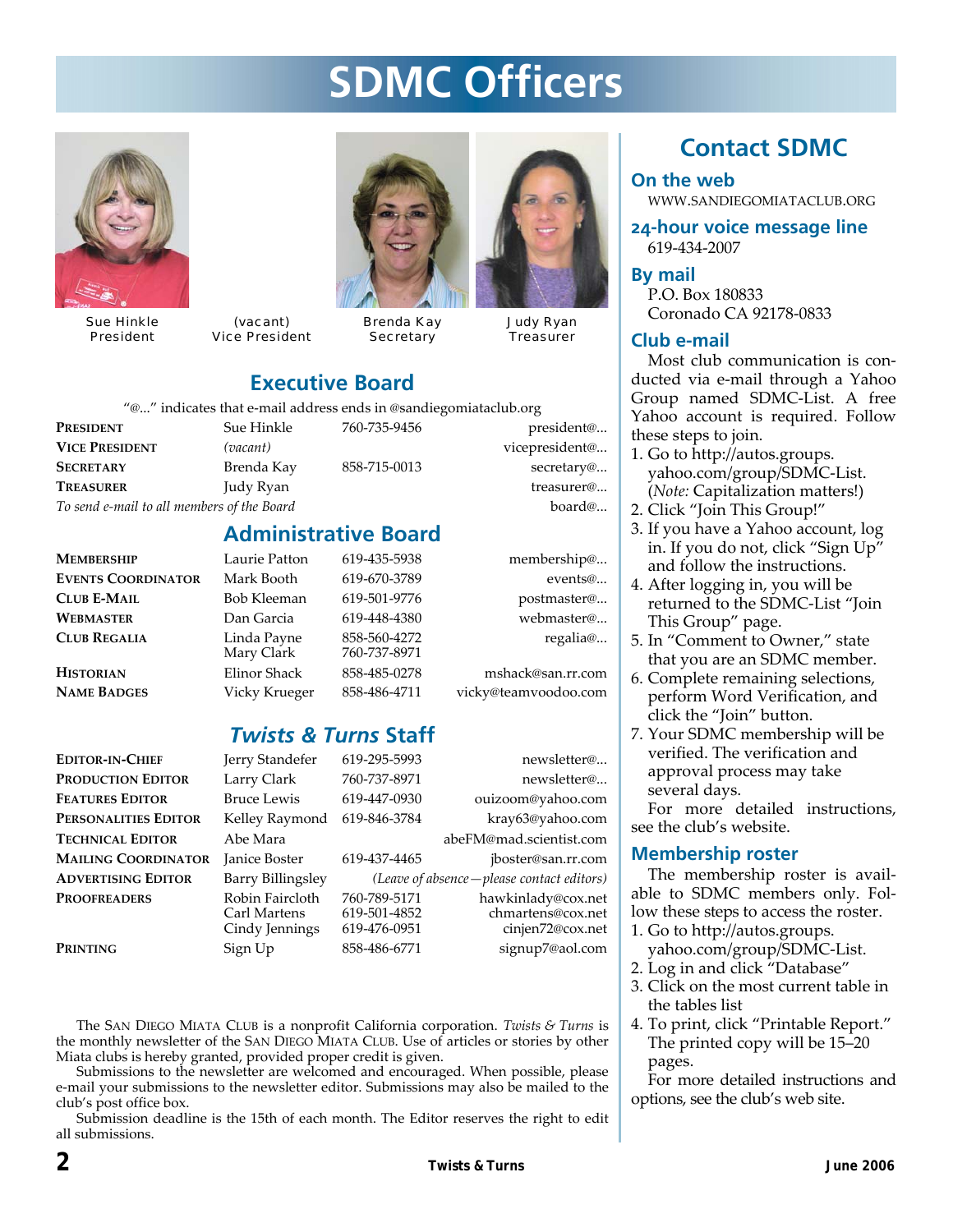# SDMC Officers

Sue Hinkle
President

(vacant)
Vice President

Brenda Kay
Secretary

Judy Ryan
Treasurer

## Executive Board

"@..." indicates that e-mail address ends in @sandiegomiataclub.org

| | | | |
|---|---|---|---|
| **President** | Sue Hinkle | 760-735-9456 | president@... |
| **Vice President** | *(vacant)* | | vicepresident@... |
| **Secretary** | Brenda Kay | 858-715-0013 | secretary@... |
| **Treasurer** | Judy Ryan | | treasurer@... |
| *To send e-mail to all members of the Board* | | | board@... |

## Administrative Board

| | | | |
|---|---|---|---|
| **Membership** | Laurie Patton | 619-435-5938 | membership@... |
| **Events Coordinator** | Mark Booth | 619-670-3789 | events@... |
| **Club E-Mail** | Bob Kleeman | 619-501-9776 | postmaster@... |
| **Webmaster** | Dan Garcia | 619-448-4380 | webmaster@... |
| **Club Regalia** | Linda Payne<br>Mary Clark | 858-560-4272<br>760-737-8971 | regalia@... |
| **Historian** | Elinor Shack | 858-485-0278 | mshack@san.rr.com |
| **Name Badges** | Vicky Krueger | 858-486-4711 | vicky@teamvoodoo.com |

## *Twists & Turns* Staff

| | | | |
|---|---|---|---|
| **Editor-in-Chief** | Jerry Standefer | 619-295-5993 | newsletter@... |
| **Production Editor** | Larry Clark | 760-737-8971 | newsletter@... |
| **Features Editor** | Bruce Lewis | 619-447-0930 | ouizoom@yahoo.com |
| **Personalities Editor** | Kelley Raymond | 619-846-3784 | kray63@yahoo.com |
| **Technical Editor** | Abe Mara | | abeFM@mad.scientist.com |
| **Mailing Coordinator** | Janice Boster | 619-437-4465 | jboster@san.rr.com |
| **Advertising Editor** | Barry Billingsley | *(Leave of absence—please contact editors)* | |
| **Proofreaders** | Robin Faircloth<br>Carl Martens<br>Cindy Jennings | 760-789-5171<br>619-501-4852<br>619-476-0951 | hawkinlady@cox.net<br>chmartens@cox.net<br>cinjen72@cox.net |
| **Printing** | Sign Up | 858-486-6771 | signup7@aol.com |

The San Diego Miata Club is a nonprofit California corporation. *Twists & Turns* is the monthly newsletter of the San Diego Miata Club. Use of articles or stories by other Miata clubs is hereby granted, provided proper credit is given.

Submissions to the newsletter are welcomed and encouraged. When possible, please e-mail your submissions to the newsletter editor. Submissions may also be mailed to the club's post office box.

Submission deadline is the 15th of each month. The Editor reserves the right to edit all submissions.

## Contact SDMC

### On the web

WWW.SANDIEGOMIATACLUB.ORG

### 24-hour voice message line

619-434-2007

### By mail

P.O. Box 180833
Coronado CA 92178-0833

### Club e-mail

Most club communication is conducted via e-mail through a Yahoo Group named SDMC-List. A free Yahoo account is required. Follow these steps to join.

1. Go to http://autos.groups.yahoo.com/group/SDMC-List. (*Note:* Capitalization matters!)
2. Click "Join This Group!"
3. If you have a Yahoo account, log in. If you do not, click "Sign Up" and follow the instructions.
4. After logging in, you will be returned to the SDMC-List "Join This Group" page.
5. In "Comment to Owner," state that you are an SDMC member.
6. Complete remaining selections, perform Word Verification, and click the "Join" button.
7. Your SDMC membership will be verified. The verification and approval process may take several days.

For more detailed instructions, see the club's website.

### Membership roster

The membership roster is available to SDMC members only. Follow these steps to access the roster.

1. Go to http://autos.groups.yahoo.com/group/SDMC-List.
2. Log in and click "Database"
3. Click on the most current table in the tables list
4. To print, click "Printable Report." The printed copy will be 15–20 pages.

For more detailed instructions and options, see the club's web site.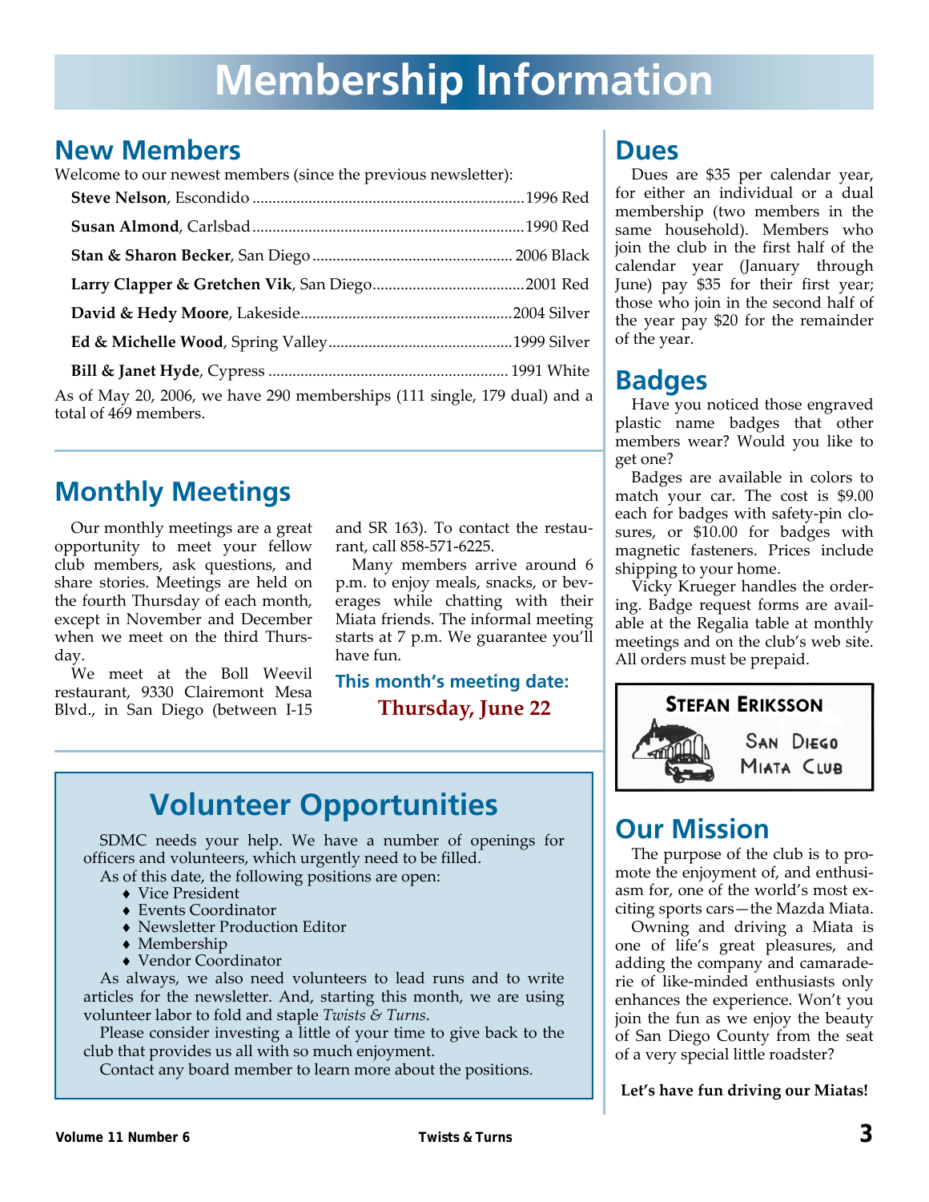# Membership Information

## New Members

Welcome to our newest members (since the previous newsletter):

**Steve Nelson**, Escondido .................... 1996 Red

**Susan Almond**, Carlsbad .................... 1990 Red

**Stan & Sharon Becker**, San Diego .................... 2006 Black

**Larry Clapper & Gretchen Vik**, San Diego .................... 2001 Red

**David & Hedy Moore**, Lakeside .................... 2004 Silver

**Ed & Michelle Wood**, Spring Valley .................... 1999 Silver

**Bill & Janet Hyde**, Cypress .................... 1991 White

As of May 20, 2006, we have 290 memberships (111 single, 179 dual) and a total of 469 members.

## Monthly Meetings

Our monthly meetings are a great opportunity to meet your fellow club members, ask questions, and share stories. Meetings are held on the fourth Thursday of each month, except in November and December when we meet on the third Thursday.

We meet at the Boll Weevil restaurant, 9330 Clairemont Mesa Blvd., in San Diego (between I-15 and SR 163). To contact the restaurant, call 858-571-6225.

Many members arrive around 6 p.m. to enjoy meals, snacks, or beverages while chatting with their Miata friends. The informal meeting starts at 7 p.m. We guarantee you'll have fun.

**This month's meeting date:**

**Thursday, June 22**

## Volunteer Opportunities

SDMC needs your help. We have a number of openings for officers and volunteers, which urgently need to be filled.

As of this date, the following positions are open:

- Vice President
- Events Coordinator
- Newsletter Production Editor
- Membership
- Vendor Coordinator

As always, we also need volunteers to lead runs and to write articles for the newsletter. And, starting this month, we are using volunteer labor to fold and staple *Twists & Turns*.

Please consider investing a little of your time to give back to the club that provides us all with so much enjoyment.

Contact any board member to learn more about the positions.

## Dues

Dues are $35 per calendar year, for either an individual or a dual membership (two members in the same household). Members who join the club in the first half of the calendar year (January through June) pay $35 for their first year; those who join in the second half of the year pay $20 for the remainder of the year.

## Badges

Have you noticed those engraved plastic name badges that other members wear? Would you like to get one?

Badges are available in colors to match your car. The cost is $9.00 each for badges with safety-pin closures, or $10.00 for badges with magnetic fasteners. Prices include shipping to your home.

Vicky Krueger handles the ordering. Badge request forms are available at the Regalia table at monthly meetings and on the club's web site. All orders must be prepaid.

STEFAN ERIKSSON
SAN DIEGO MIATA CLUB

## Our Mission

The purpose of the club is to promote the enjoyment of, and enthusiasm for, one of the world's most exciting sports cars—the Mazda Miata.

Owning and driving a Miata is one of life's great pleasures, and adding the company and camaraderie of like-minded enthusiasts only enhances the experience. Won't you join the fun as we enjoy the beauty of San Diego County from the seat of a very special little roadster?

**Let's have fun driving our Miatas!**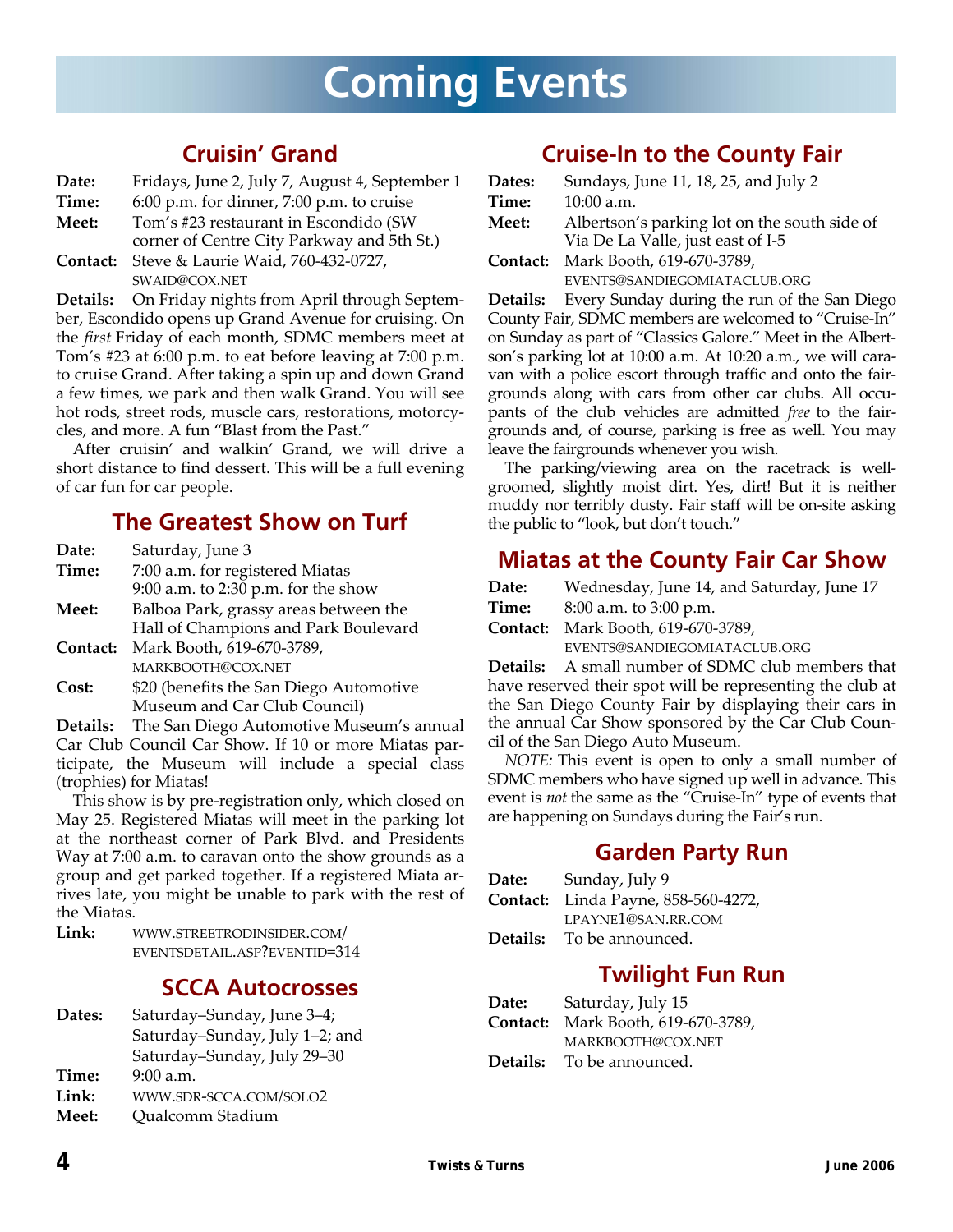# Coming Events

## Cruisin' Grand

**Date:** Fridays, June 2, July 7, August 4, September 1

**Time:** 6:00 p.m. for dinner, 7:00 p.m. to cruise

**Meet:** Tom's #23 restaurant in Escondido (SW corner of Centre City Parkway and 5th St.)

**Contact:** Steve & Laurie Waid, 760-432-0727, SWAID@COX.NET

**Details:** On Friday nights from April through September, Escondido opens up Grand Avenue for cruising. On the *first* Friday of each month, SDMC members meet at Tom's #23 at 6:00 p.m. to eat before leaving at 7:00 p.m. to cruise Grand. After taking a spin up and down Grand a few times, we park and then walk Grand. You will see hot rods, street rods, muscle cars, restorations, motorcycles, and more. A fun "Blast from the Past."

After cruisin' and walkin' Grand, we will drive a short distance to find dessert. This will be a full evening of car fun for car people.

## The Greatest Show on Turf

**Date:** Saturday, June 3

**Time:** 7:00 a.m. for registered Miatas
9:00 a.m. to 2:30 p.m. for the show

**Meet:** Balboa Park, grassy areas between the Hall of Champions and Park Boulevard

**Contact:** Mark Booth, 619-670-3789, MARKBOOTH@COX.NET

**Cost:** $20 (benefits the San Diego Automotive Museum and Car Club Council)

**Details:** The San Diego Automotive Museum's annual Car Club Council Car Show. If 10 or more Miatas participate, the Museum will include a special class (trophies) for Miatas!

This show is by pre-registration only, which closed on May 25. Registered Miatas will meet in the parking lot at the northeast corner of Park Blvd. and Presidents Way at 7:00 a.m. to caravan onto the show grounds as a group and get parked together. If a registered Miata arrives late, you might be unable to park with the rest of the Miatas.

**Link:** WWW.STREETRODINSIDER.COM/EVENTSDETAIL.ASP?EVENTID=314

## SCCA Autocrosses

**Dates:** Saturday–Sunday, June 3–4;
Saturday–Sunday, July 1–2; and
Saturday–Sunday, July 29–30

**Time:** 9:00 a.m.

**Link:** WWW.SDR-SCCA.COM/SOLO2

**Meet:** Qualcomm Stadium

## Cruise-In to the County Fair

**Dates:** Sundays, June 11, 18, 25, and July 2

**Time:** 10:00 a.m.

**Meet:** Albertson's parking lot on the south side of Via De La Valle, just east of I-5

**Contact:** Mark Booth, 619-670-3789, EVENTS@SANDIEGOMIATACLUB.ORG

**Details:** Every Sunday during the run of the San Diego County Fair, SDMC members are welcomed to "Cruise-In" on Sunday as part of "Classics Galore." Meet in the Albertson's parking lot at 10:00 a.m. At 10:20 a.m., we will caravan with a police escort through traffic and onto the fairgrounds along with cars from other car clubs. All occupants of the club vehicles are admitted *free* to the fairgrounds and, of course, parking is free as well. You may leave the fairgrounds whenever you wish.

The parking/viewing area on the racetrack is well-groomed, slightly moist dirt. Yes, dirt! But it is neither muddy nor terribly dusty. Fair staff will be on-site asking the public to "look, but don't touch."

## Miatas at the County Fair Car Show

**Date:** Wednesday, June 14, and Saturday, June 17

**Time:** 8:00 a.m. to 3:00 p.m.

**Contact:** Mark Booth, 619-670-3789, EVENTS@SANDIEGOMIATACLUB.ORG

**Details:** A small number of SDMC club members that have reserved their spot will be representing the club at the San Diego County Fair by displaying their cars in the annual Car Show sponsored by the Car Club Council of the San Diego Auto Museum.

*NOTE:* This event is open to only a small number of SDMC members who have signed up well in advance. This event is *not* the same as the "Cruise-In" type of events that are happening on Sundays during the Fair's run.

## Garden Party Run

**Date:** Sunday, July 9

**Contact:** Linda Payne, 858-560-4272, LPAYNE1@SAN.RR.COM

**Details:** To be announced.

## Twilight Fun Run

**Date:** Saturday, July 15

**Contact:** Mark Booth, 619-670-3789, MARKBOOTH@COX.NET

**Details:** To be announced.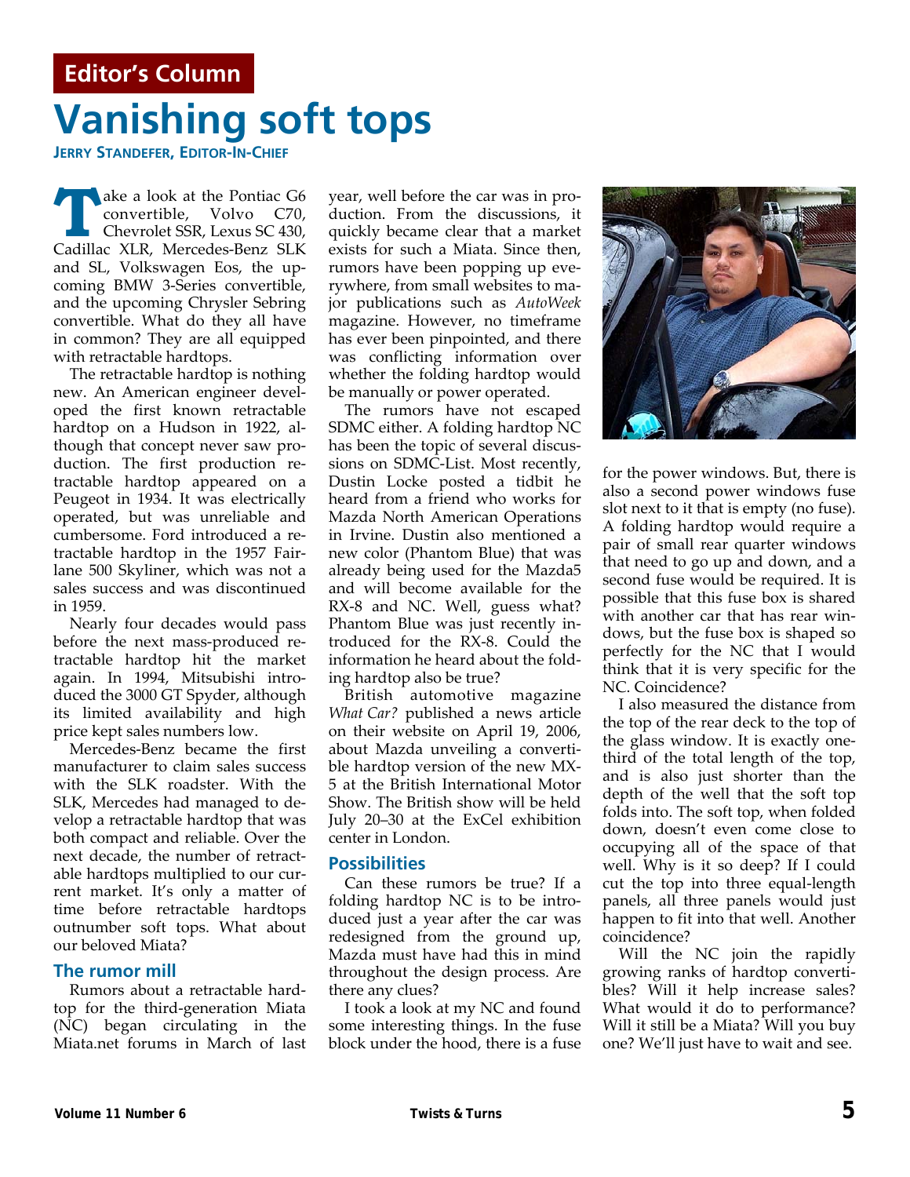Editor's Column

# Vanishing soft tops

**JERRY STANDEFER, EDITOR-IN-CHIEF**

Take a look at the Pontiac G6 convertible, Volvo C70, Chevrolet SSR, Lexus SC 430, Cadillac XLR, Mercedes-Benz SLK and SL, Volkswagen Eos, the upcoming BMW 3-Series convertible, and the upcoming Chrysler Sebring convertible. What do they all have in common? They are all equipped with retractable hardtops.

The retractable hardtop is nothing new. An American engineer developed the first known retractable hardtop on a Hudson in 1922, although that concept never saw production. The first production retractable hardtop appeared on a Peugeot in 1934. It was electrically operated, but was unreliable and cumbersome. Ford introduced a retractable hardtop in the 1957 Fairlane 500 Skyliner, which was not a sales success and was discontinued in 1959.

Nearly four decades would pass before the next mass-produced retractable hardtop hit the market again. In 1994, Mitsubishi introduced the 3000 GT Spyder, although its limited availability and high price kept sales numbers low.

Mercedes-Benz became the first manufacturer to claim sales success with the SLK roadster. With the SLK, Mercedes had managed to develop a retractable hardtop that was both compact and reliable. Over the next decade, the number of retractable hardtops multiplied to our current market. It's only a matter of time before retractable hardtops outnumber soft tops. What about our beloved Miata?

## The rumor mill

Rumors about a retractable hardtop for the third-generation Miata (NC) began circulating in the Miata.net forums in March of last year, well before the car was in production. From the discussions, it quickly became clear that a market exists for such a Miata. Since then, rumors have been popping up everywhere, from small websites to major publications such as *AutoWeek* magazine. However, no timeframe has ever been pinpointed, and there was conflicting information over whether the folding hardtop would be manually or power operated.

The rumors have not escaped SDMC either. A folding hardtop NC has been the topic of several discussions on SDMC-List. Most recently, Dustin Locke posted a tidbit he heard from a friend who works for Mazda North American Operations in Irvine. Dustin also mentioned a new color (Phantom Blue) that was already being used for the Mazda5 and will become available for the RX-8 and NC. Well, guess what? Phantom Blue was just recently introduced for the RX-8. Could the information he heard about the folding hardtop also be true?

British automotive magazine *What Car?* published a news article on their website on April 19, 2006, about Mazda unveiling a convertible hardtop version of the new MX-5 at the British International Motor Show. The British show will be held July 20–30 at the ExCel exhibition center in London.

## Possibilities

Can these rumors be true? If a folding hardtop NC is to be introduced just a year after the car was redesigned from the ground up, Mazda must have had this in mind throughout the design process. Are there any clues?

I took a look at my NC and found some interesting things. In the fuse block under the hood, there is a fuse for the power windows. But, there is also a second power windows fuse slot next to it that is empty (no fuse). A folding hardtop would require a pair of small rear quarter windows that need to go up and down, and a second fuse would be required. It is possible that this fuse box is shared with another car that has rear windows, but the fuse box is shaped so perfectly for the NC that I would think that it is very specific for the NC. Coincidence?

I also measured the distance from the top of the rear deck to the top of the glass window. It is exactly one-third of the total length of the top, and is also just shorter than the depth of the well that the soft top folds into. The soft top, when folded down, doesn't even come close to occupying all of the space of that well. Why is it so deep? If I could cut the top into three equal-length panels, all three panels would just happen to fit into that well. Another coincidence?

Will the NC join the rapidly growing ranks of hardtop convertibles? Will it help increase sales? What would it do to performance? Will it still be a Miata? Will you buy one? We'll just have to wait and see.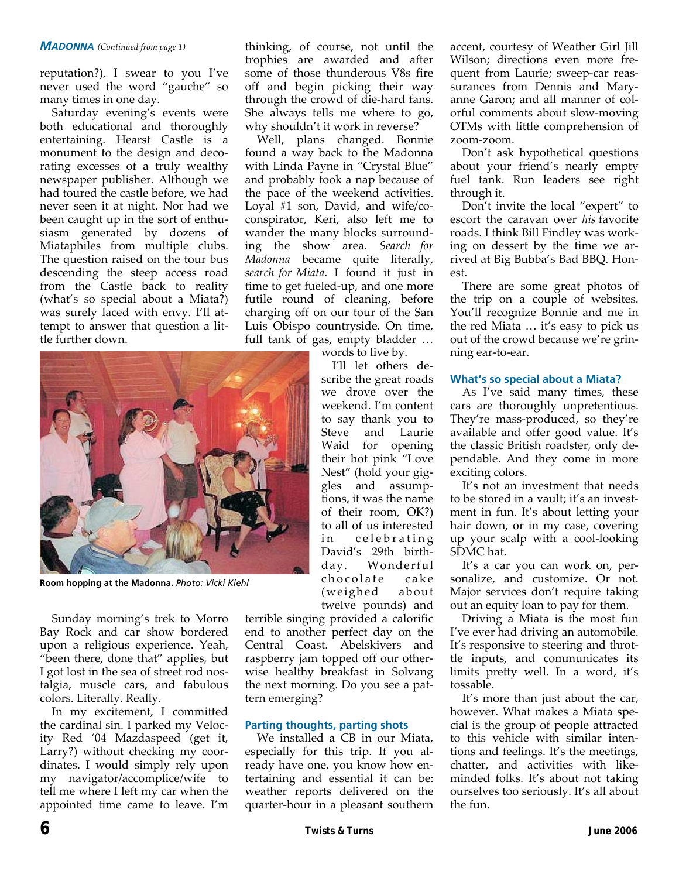***MADONNA*** *(Continued from page 1)*

reputation?), I swear to you I've never used the word "gauche" so many times in one day.

Saturday evening's events were both educational and thoroughly entertaining. Hearst Castle is a monument to the design and decorating excesses of a truly wealthy newspaper publisher. Although we had toured the castle before, we had never seen it at night. Nor had we been caught up in the sort of enthusiasm generated by dozens of Miataphiles from multiple clubs. The question raised on the tour bus descending the steep access road from the Castle back to reality (what's so special about a Miata?) was surely laced with envy. I'll attempt to answer that question a little further down.

**Room hopping at the Madonna.** *Photo: Vicki Kiehl*

Sunday morning's trek to Morro Bay Rock and car show bordered upon a religious experience. Yeah, "been there, done that" applies, but I got lost in the sea of street rod nostalgia, muscle cars, and fabulous colors. Literally. Really.

In my excitement, I committed the cardinal sin. I parked my Velocity Red '04 Mazdaspeed (get it, Larry?) without checking my coordinates. I would simply rely upon my navigator/accomplice/wife to tell me where I left my car when the appointed time came to leave. I'm thinking, of course, not until the trophies are awarded and after some of those thunderous V8s fire off and begin picking their way through the crowd of die-hard fans. She always tells me where to go, why shouldn't it work in reverse?

Well, plans changed. Bonnie found a way back to the Madonna with Linda Payne in "Crystal Blue" and probably took a nap because of the pace of the weekend activities. Loyal #1 son, David, and wife/co-conspirator, Keri, also left me to wander the many blocks surrounding the show area. *Search for Madonna* became quite literally, *search for Miata*. I found it just in time to get fueled-up, and one more futile round of cleaning, before charging off on our tour of the San Luis Obispo countryside. On time, full tank of gas, empty bladder … words to live by.

I'll let others describe the great roads we drove over the weekend. I'm content to say thank you to Steve and Laurie Waid for opening their hot pink "Love Nest" (hold your giggles and assumptions, it was the name of their room, OK?) to all of us interested in celebrating David's 29th birthday. Wonderful chocolate cake (weighed about twelve pounds) and terrible singing provided a calorific end to another perfect day on the Central Coast. Abelskivers and raspberry jam topped off our otherwise healthy breakfast in Solvang the next morning. Do you see a pattern emerging?

### Parting thoughts, parting shots

We installed a CB in our Miata, especially for this trip. If you already have one, you know how entertaining and essential it can be: weather reports delivered on the quarter-hour in a pleasant southern accent, courtesy of Weather Girl Jill Wilson; directions even more frequent from Laurie; sweep-car reassurances from Dennis and Maryanne Garon; and all manner of colorful comments about slow-moving OTMs with little comprehension of zoom-zoom.

Don't ask hypothetical questions about your friend's nearly empty fuel tank. Run leaders see right through it.

Don't invite the local "expert" to escort the caravan over *his* favorite roads. I think Bill Findley was working on dessert by the time we arrived at Big Bubba's Bad BBQ. Honest.

There are some great photos of the trip on a couple of websites. You'll recognize Bonnie and me in the red Miata … it's easy to pick us out of the crowd because we're grinning ear-to-ear.

### What's so special about a Miata?

As I've said many times, these cars are thoroughly unpretentious. They're mass-produced, so they're available and offer good value. It's the classic British roadster, only dependable. And they come in more exciting colors.

It's not an investment that needs to be stored in a vault; it's an investment in fun. It's about letting your hair down, or in my case, covering up your scalp with a cool-looking SDMC hat.

It's a car you can work on, personalize, and customize. Or not. Major services don't require taking out an equity loan to pay for them.

Driving a Miata is the most fun I've ever had driving an automobile. It's responsive to steering and throttle inputs, and communicates its limits pretty well. In a word, it's tossable.

It's more than just about the car, however. What makes a Miata special is the group of people attracted to this vehicle with similar intentions and feelings. It's the meetings, chatter, and activities with like-minded folks. It's about not taking ourselves too seriously. It's all about the fun.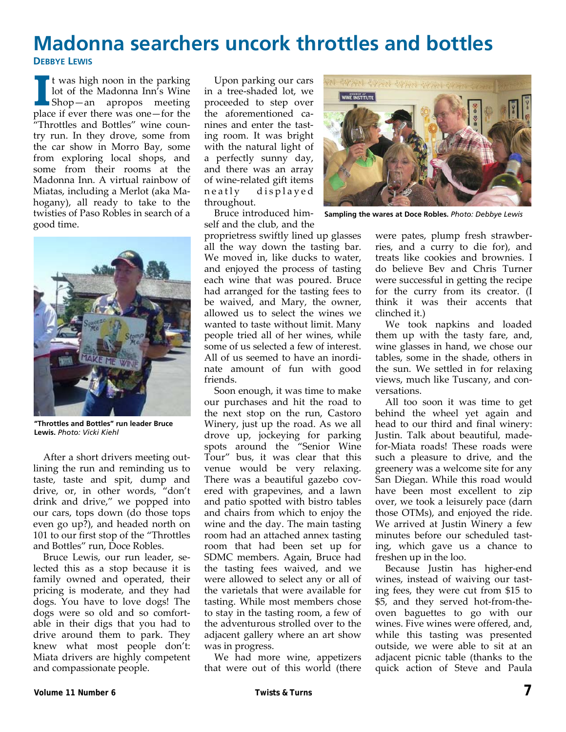# Madonna searchers uncork throttles and bottles

**Debbye Lewis**

It was high noon in the parking lot of the Madonna Inn's Wine Shop—an apropos meeting place if ever there was one—for the "Throttles and Bottles" wine country run. In they drove, some from the car show in Morro Bay, some from exploring local shops, and some from their rooms at the Madonna Inn. A virtual rainbow of Miatas, including a Merlot (aka Mahogany), all ready to take to the twisties of Paso Robles in search of a good time.

**"Throttles and Bottles" run leader Bruce Lewis.** *Photo: Vicki Kiehl*

After a short drivers meeting outlining the run and reminding us to taste, taste and spit, dump and drive, or, in other words, "don't drink and drive," we popped into our cars, tops down (do those tops even go up?), and headed north on 101 to our first stop of the "Throttles and Bottles" run, Doce Robles.

Bruce Lewis, our run leader, selected this as a stop because it is family owned and operated, their pricing is moderate, and they had dogs. You have to love dogs! The dogs were so old and so comfortable in their digs that you had to drive around them to park. They knew what most people don't: Miata drivers are highly competent and compassionate people.

Upon parking our cars in a tree-shaded lot, we proceeded to step over the aforementioned canines and enter the tasting room. It was bright with the natural light of a perfectly sunny day, and there was an array of wine-related gift items neatly displayed throughout.

Bruce introduced himself and the club, and the proprietress swiftly lined up glasses all the way down the tasting bar. We moved in, like ducks to water, and enjoyed the process of tasting each wine that was poured. Bruce had arranged for the tasting fees to be waived, and Mary, the owner, allowed us to select the wines we wanted to taste without limit. Many people tried all of her wines, while some of us selected a few of interest. All of us seemed to have an inordinate amount of fun with good friends.

Soon enough, it was time to make our purchases and hit the road to the next stop on the run, Castoro Winery, just up the road. As we all drove up, jockeying for parking spots around the "Senior Wine Tour" bus, it was clear that this venue would be very relaxing. There was a beautiful gazebo covered with grapevines, and a lawn and patio spotted with bistro tables and chairs from which to enjoy the wine and the day. The main tasting room had an attached annex tasting room that had been set up for SDMC members. Again, Bruce had the tasting fees waived, and we were allowed to select any or all of the varietals that were available for tasting. While most members chose to stay in the tasting room, a few of the adventurous strolled over to the adjacent gallery where an art show was in progress.

We had more wine, appetizers that were out of this world (there were pates, plump fresh strawberries, and a curry to die for), and treats like cookies and brownies. I do believe Bev and Chris Turner were successful in getting the recipe for the curry from its creator. (I think it was their accents that clinched it.)

**Sampling the wares at Doce Robles.** *Photo: Debbye Lewis*

We took napkins and loaded them up with the tasty fare, and, wine glasses in hand, we chose our tables, some in the shade, others in the sun. We settled in for relaxing views, much like Tuscany, and conversations.

All too soon it was time to get behind the wheel yet again and head to our third and final winery: Justin. Talk about beautiful, made-for-Miata roads! These roads were such a pleasure to drive, and the greenery was a welcome site for any San Diegan. While this road would have been most excellent to zip over, we took a leisurely pace (darn those OTMs), and enjoyed the ride. We arrived at Justin Winery a few minutes before our scheduled tasting, which gave us a chance to freshen up in the loo.

Because Justin has higher-end wines, instead of waiving our tasting fees, they were cut from $15 to $5, and they served hot-from-the-oven baguettes to go with our wines. Five wines were offered, and, while this tasting was presented outside, we were able to sit at an adjacent picnic table (thanks to the quick action of Steve and Paula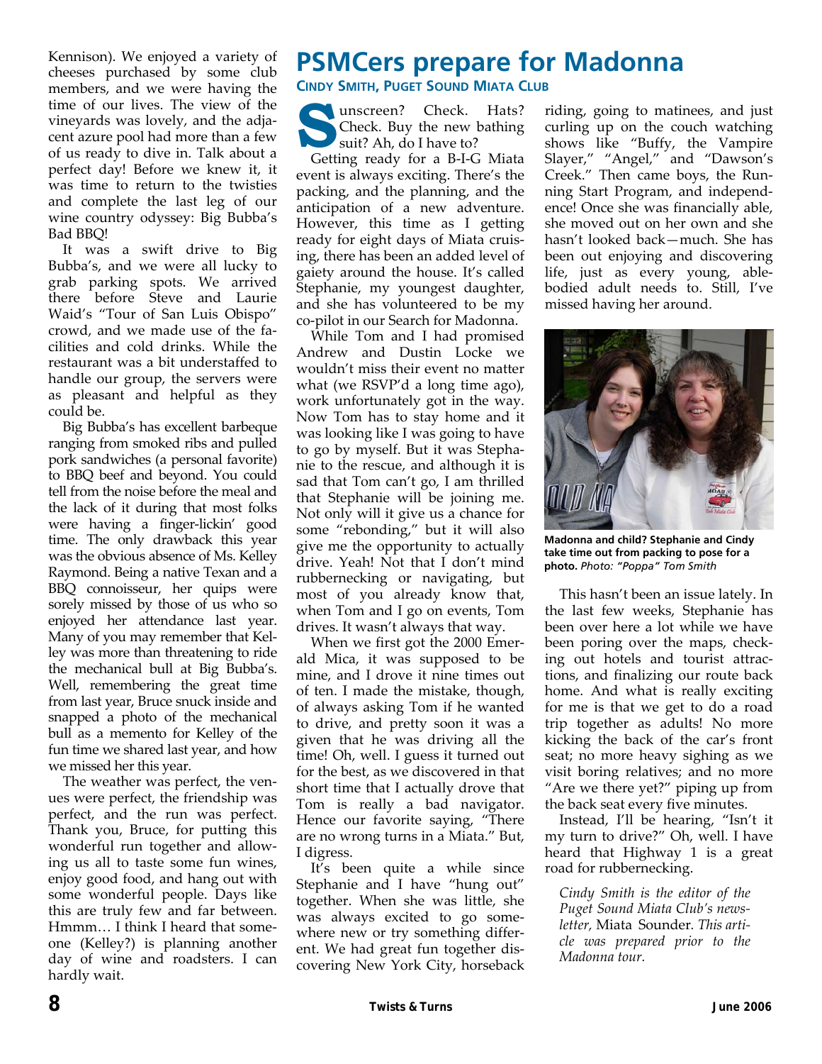Kennison). We enjoyed a variety of cheeses purchased by some club members, and we were having the time of our lives. The view of the vineyards was lovely, and the adjacent azure pool had more than a few of us ready to dive in. Talk about a perfect day! Before we knew it, it was time to return to the twisties and complete the last leg of our wine country odyssey: Big Bubba's Bad BBQ!

It was a swift drive to Big Bubba's, and we were all lucky to grab parking spots. We arrived there before Steve and Laurie Waid's "Tour of San Luis Obispo" crowd, and we made use of the facilities and cold drinks. While the restaurant was a bit understaffed to handle our group, the servers were as pleasant and helpful as they could be.

Big Bubba's has excellent barbeque ranging from smoked ribs and pulled pork sandwiches (a personal favorite) to BBQ beef and beyond. You could tell from the noise before the meal and the lack of it during that most folks were having a finger-lickin' good time. The only drawback this year was the obvious absence of Ms. Kelley Raymond. Being a native Texan and a BBQ connoisseur, her quips were sorely missed by those of us who so enjoyed her attendance last year. Many of you may remember that Kelley was more than threatening to ride the mechanical bull at Big Bubba's. Well, remembering the great time from last year, Bruce snuck inside and snapped a photo of the mechanical bull as a memento for Kelley of the fun time we shared last year, and how we missed her this year.

The weather was perfect, the venues were perfect, the friendship was perfect, and the run was perfect. Thank you, Bruce, for putting this wonderful run together and allowing us all to taste some fun wines, enjoy good food, and hang out with some wonderful people. Days like this are truly few and far between. Hmmm… I think I heard that someone (Kelley?) is planning another day of wine and roadsters. I can hardly wait.

# PSMCers prepare for Madonna

**Cindy Smith, Puget Sound Miata Club**

Sunscreen? Check. Hats? Check. Buy the new bathing suit? Ah, do I have to?

Getting ready for a B-I-G Miata event is always exciting. There's the packing, and the planning, and the anticipation of a new adventure. However, this time as I getting ready for eight days of Miata cruising, there has been an added level of gaiety around the house. It's called Stephanie, my youngest daughter, and she has volunteered to be my co-pilot in our Search for Madonna.

While Tom and I had promised Andrew and Dustin Locke we wouldn't miss their event no matter what (we RSVP'd a long time ago), work unfortunately got in the way. Now Tom has to stay home and it was looking like I was going to have to go by myself. But it was Stephanie to the rescue, and although it is sad that Tom can't go, I am thrilled that Stephanie will be joining me. Not only will it give us a chance for some "rebonding," but it will also give me the opportunity to actually drive. Yeah! Not that I don't mind rubbernecking or navigating, but most of you already know that, when Tom and I go on events, Tom drives. It wasn't always that way.

When we first got the 2000 Emerald Mica, it was supposed to be mine, and I drove it nine times out of ten. I made the mistake, though, of always asking Tom if he wanted to drive, and pretty soon it was a given that he was driving all the time! Oh, well. I guess it turned out for the best, as we discovered in that short time that I actually drove that Tom is really a bad navigator. Hence our favorite saying, "There are no wrong turns in a Miata." But, I digress.

It's been quite a while since Stephanie and I have "hung out" together. When she was little, she was always excited to go somewhere new or try something different. We had great fun together discovering New York City, horseback riding, going to matinees, and just curling up on the couch watching shows like "Buffy, the Vampire Slayer," "Angel," and "Dawson's Creek." Then came boys, the Running Start Program, and independence! Once she was financially able, she moved out on her own and she hasn't looked back—much. She has been out enjoying and discovering life, just as every young, able-bodied adult needs to. Still, I've missed having her around.

**Madonna and child? Stephanie and Cindy take time out from packing to pose for a photo.** *Photo: "Poppa" Tom Smith*

This hasn't been an issue lately. In the last few weeks, Stephanie has been over here a lot while we have been poring over the maps, checking out hotels and tourist attractions, and finalizing our route back home. And what is really exciting for me is that we get to do a road trip together as adults! No more kicking the back of the car's front seat; no more heavy sighing as we visit boring relatives; and no more "Are we there yet?" piping up from the back seat every five minutes.

Instead, I'll be hearing, "Isn't it my turn to drive?" Oh, well. I have heard that Highway 1 is a great road for rubbernecking.

*Cindy Smith is the editor of the Puget Sound Miata Club's newsletter,* Miata Sounder. *This article was prepared prior to the Madonna tour.*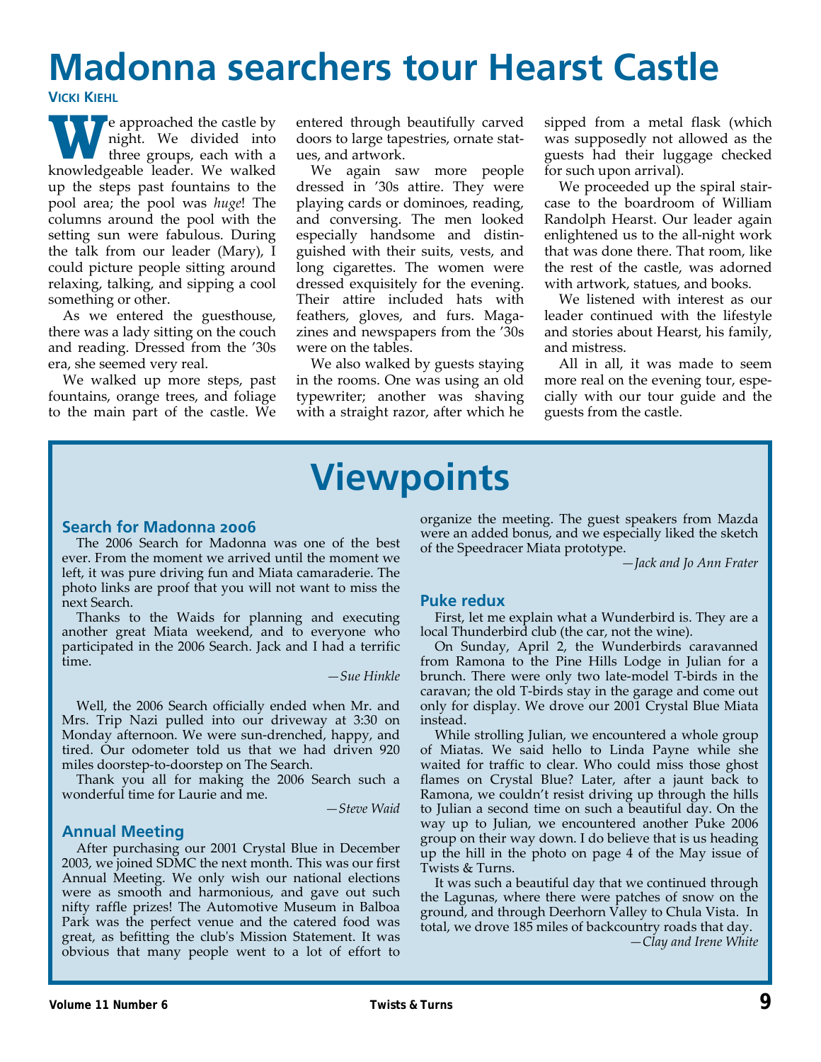# Madonna searchers tour Hearst Castle

**Vicki Kiehl**

We approached the castle by night. We divided into three groups, each with a knowledgeable leader. We walked up the steps past fountains to the pool area; the pool was *huge*! The columns around the pool with the setting sun were fabulous. During the talk from our leader (Mary), I could picture people sitting around relaxing, talking, and sipping a cool something or other.

As we entered the guesthouse, there was a lady sitting on the couch and reading. Dressed from the '30s era, she seemed very real.

We walked up more steps, past fountains, orange trees, and foliage to the main part of the castle. We entered through beautifully carved doors to large tapestries, ornate statues, and artwork.

We again saw more people dressed in '30s attire. They were playing cards or dominoes, reading, and conversing. The men looked especially handsome and distinguished with their suits, vests, and long cigarettes. The women were dressed exquisitely for the evening. Their attire included hats with feathers, gloves, and furs. Magazines and newspapers from the '30s were on the tables.

We also walked by guests staying in the rooms. One was using an old typewriter; another was shaving with a straight razor, after which he sipped from a metal flask (which was supposedly not allowed as the guests had their luggage checked for such upon arrival).

We proceeded up the spiral staircase to the boardroom of William Randolph Hearst. Our leader again enlightened us to the all-night work that was done there. That room, like the rest of the castle, was adorned with artwork, statues, and books.

We listened with interest as our leader continued with the lifestyle and stories about Hearst, his family, and mistress.

All in all, it was made to seem more real on the evening tour, especially with our tour guide and the guests from the castle.

# Viewpoints

## Search for Madonna 2006

The 2006 Search for Madonna was one of the best ever. From the moment we arrived until the moment we left, it was pure driving fun and Miata camaraderie. The photo links are proof that you will not want to miss the next Search.

Thanks to the Waids for planning and executing another great Miata weekend, and to everyone who participated in the 2006 Search. Jack and I had a terrific time.

*—Sue Hinkle*

Well, the 2006 Search officially ended when Mr. and Mrs. Trip Nazi pulled into our driveway at 3:30 on Monday afternoon. We were sun-drenched, happy, and tired. Our odometer told us that we had driven 920 miles doorstep-to-doorstep on The Search.

Thank you all for making the 2006 Search such a wonderful time for Laurie and me.

*—Steve Waid*

## Annual Meeting

After purchasing our 2001 Crystal Blue in December 2003, we joined SDMC the next month. This was our first Annual Meeting. We only wish our national elections were as smooth and harmonious, and gave out such nifty raffle prizes! The Automotive Museum in Balboa Park was the perfect venue and the catered food was great, as befitting the club's Mission Statement. It was obvious that many people went to a lot of effort to organize the meeting. The guest speakers from Mazda were an added bonus, and we especially liked the sketch of the Speedracer Miata prototype.

*—Jack and Jo Ann Frater*

## Puke redux

First, let me explain what a Wunderbird is. They are a local Thunderbird club (the car, not the wine).

On Sunday, April 2, the Wunderbirds caravanned from Ramona to the Pine Hills Lodge in Julian for a brunch. There were only two late-model T-birds in the caravan; the old T-birds stay in the garage and come out only for display. We drove our 2001 Crystal Blue Miata instead.

While strolling Julian, we encountered a whole group of Miatas. We said hello to Linda Payne while she waited for traffic to clear. Who could miss those ghost flames on Crystal Blue? Later, after a jaunt back to Ramona, we couldn't resist driving up through the hills to Julian a second time on such a beautiful day. On the way up to Julian, we encountered another Puke 2006 group on their way down. I do believe that is us heading up the hill in the photo on page 4 of the May issue of Twists & Turns.

It was such a beautiful day that we continued through the Lagunas, where there were patches of snow on the ground, and through Deerhorn Valley to Chula Vista. In total, we drove 185 miles of backcountry roads that day.

*—Clay and Irene White*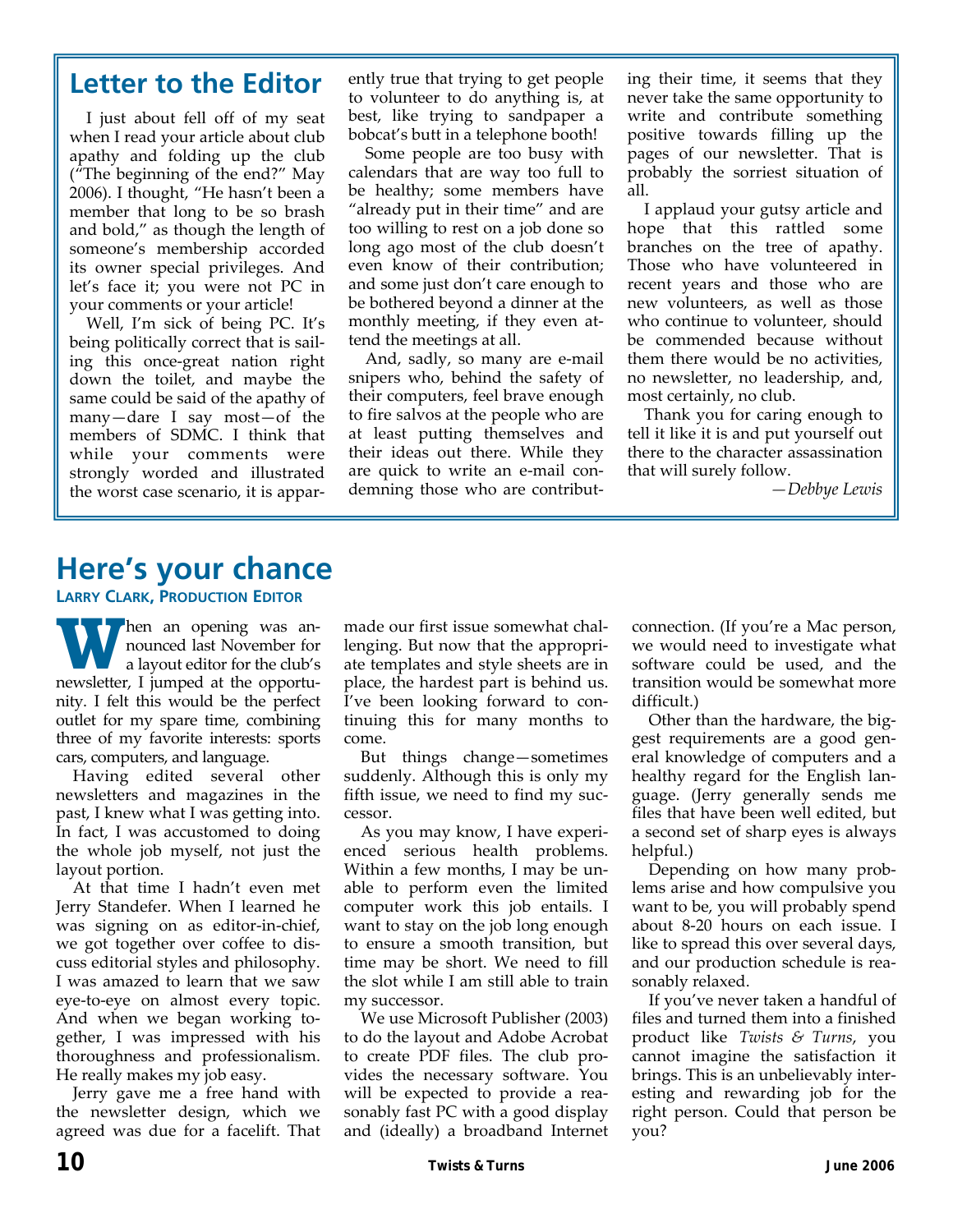## Letter to the Editor

I just about fell off of my seat when I read your article about club apathy and folding up the club ("The beginning of the end?" May 2006). I thought, "He hasn't been a member that long to be so brash and bold," as though the length of someone's membership accorded its owner special privileges. And let's face it; you were not PC in your comments or your article!

Well, I'm sick of being PC. It's being politically correct that is sailing this once-great nation right down the toilet, and maybe the same could be said of the apathy of many—dare I say most—of the members of SDMC. I think that while your comments were strongly worded and illustrated the worst case scenario, it is apparently true that trying to get people to volunteer to do anything is, at best, like trying to sandpaper a bobcat's butt in a telephone booth!

Some people are too busy with calendars that are way too full to be healthy; some members have "already put in their time" and are too willing to rest on a job done so long ago most of the club doesn't even know of their contribution; and some just don't care enough to be bothered beyond a dinner at the monthly meeting, if they even attend the meetings at all.

And, sadly, so many are e-mail snipers who, behind the safety of their computers, feel brave enough to fire salvos at the people who are at least putting themselves and their ideas out there. While they are quick to write an e-mail condemning those who are contributing their time, it seems that they never take the same opportunity to write and contribute something positive towards filling up the pages of our newsletter. That is probably the sorriest situation of all.

I applaud your gutsy article and hope that this rattled some branches on the tree of apathy. Those who have volunteered in recent years and those who are new volunteers, as well as those who continue to volunteer, should be commended because without them there would be no activities, no newsletter, no leadership, and, most certainly, no club.

Thank you for caring enough to tell it like it is and put yourself out there to the character assassination that will surely follow.

*—Debbye Lewis*

## Here's your chance

**Larry Clark, Production Editor**

When an opening was announced last November for a layout editor for the club's newsletter, I jumped at the opportunity. I felt this would be the perfect outlet for my spare time, combining three of my favorite interests: sports cars, computers, and language.

Having edited several other newsletters and magazines in the past, I knew what I was getting into. In fact, I was accustomed to doing the whole job myself, not just the layout portion.

At that time I hadn't even met Jerry Standefer. When I learned he was signing on as editor-in-chief, we got together over coffee to discuss editorial styles and philosophy. I was amazed to learn that we saw eye-to-eye on almost every topic. And when we began working together, I was impressed with his thoroughness and professionalism. He really makes my job easy.

Jerry gave me a free hand with the newsletter design, which we agreed was due for a facelift. That made our first issue somewhat challenging. But now that the appropriate templates and style sheets are in place, the hardest part is behind us. I've been looking forward to continuing this for many months to come.

But things change—sometimes suddenly. Although this is only my fifth issue, we need to find my successor.

As you may know, I have experienced serious health problems. Within a few months, I may be unable to perform even the limited computer work this job entails. I want to stay on the job long enough to ensure a smooth transition, but time may be short. We need to fill the slot while I am still able to train my successor.

We use Microsoft Publisher (2003) to do the layout and Adobe Acrobat to create PDF files. The club provides the necessary software. You will be expected to provide a reasonably fast PC with a good display and (ideally) a broadband Internet connection. (If you're a Mac person, we would need to investigate what software could be used, and the transition would be somewhat more difficult.)

Other than the hardware, the biggest requirements are a good general knowledge of computers and a healthy regard for the English language. (Jerry generally sends me files that have been well edited, but a second set of sharp eyes is always helpful.)

Depending on how many problems arise and how compulsive you want to be, you will probably spend about 8-20 hours on each issue. I like to spread this over several days, and our production schedule is reasonably relaxed.

If you've never taken a handful of files and turned them into a finished product like *Twists & Turns*, you cannot imagine the satisfaction it brings. This is an unbelievably interesting and rewarding job for the right person. Could that person be you?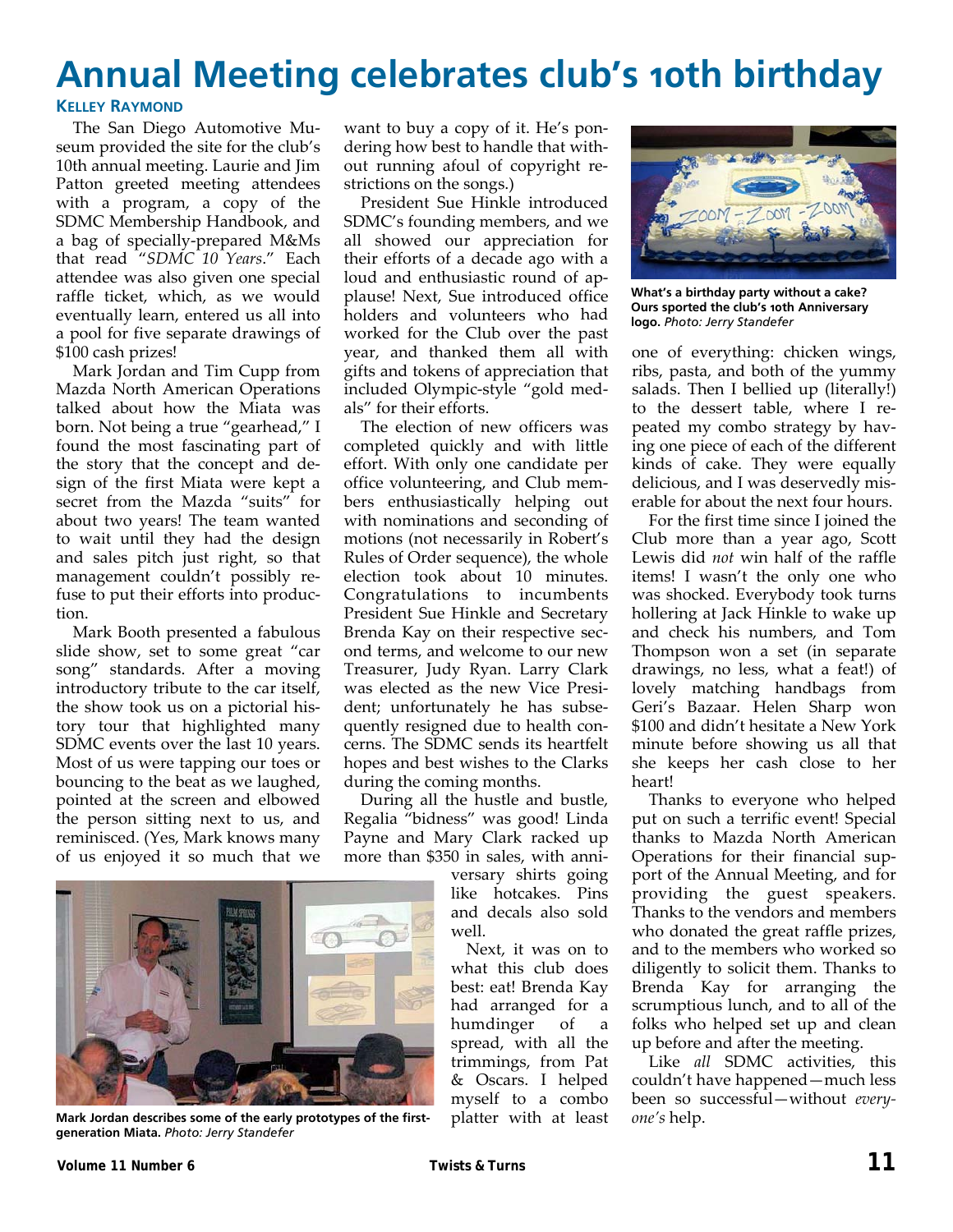# Annual Meeting celebrates club's 10th birthday

**Kelley Raymond**

The San Diego Automotive Museum provided the site for the club's 10th annual meeting. Laurie and Jim Patton greeted meeting attendees with a program, a copy of the SDMC Membership Handbook, and a bag of specially-prepared M&Ms that read "*SDMC 10 Years*." Each attendee was also given one special raffle ticket, which, as we would eventually learn, entered us all into a pool for five separate drawings of $100 cash prizes!

Mark Jordan and Tim Cupp from Mazda North American Operations talked about how the Miata was born. Not being a true "gearhead," I found the most fascinating part of the story that the concept and design of the first Miata were kept a secret from the Mazda "suits" for about two years! The team wanted to wait until they had the design and sales pitch just right, so that management couldn't possibly refuse to put their efforts into production.

Mark Booth presented a fabulous slide show, set to some great "car song" standards. After a moving introductory tribute to the car itself, the show took us on a pictorial history tour that highlighted many SDMC events over the last 10 years. Most of us were tapping our toes or bouncing to the beat as we laughed, pointed at the screen and elbowed the person sitting next to us, and reminisced. (Yes, Mark knows many of us enjoyed it so much that we want to buy a copy of it. He's pondering how best to handle that without running afoul of copyright restrictions on the songs.)

President Sue Hinkle introduced SDMC's founding members, and we all showed our appreciation for their efforts of a decade ago with a loud and enthusiastic round of applause! Next, Sue introduced office holders and volunteers who had worked for the Club over the past year, and thanked them all with gifts and tokens of appreciation that included Olympic-style "gold medals" for their efforts.

The election of new officers was completed quickly and with little effort. With only one candidate per office volunteering, and Club members enthusiastically helping out with nominations and seconding of motions (not necessarily in Robert's Rules of Order sequence), the whole election took about 10 minutes. Congratulations to incumbents President Sue Hinkle and Secretary Brenda Kay on their respective second terms, and welcome to our new Treasurer, Judy Ryan. Larry Clark was elected as the new Vice President; unfortunately he has subsequently resigned due to health concerns. The SDMC sends its heartfelt hopes and best wishes to the Clarks during the coming months.

During all the hustle and bustle, Regalia "bidness" was good! Linda Payne and Mary Clark racked up more than $350 in sales, with anniversary shirts going like hotcakes. Pins and decals also sold well.

**Mark Jordan describes some of the early prototypes of the first-generation Miata.** *Photo: Jerry Standefer*

Next, it was on to what this club does best: eat! Brenda Kay had arranged for a humdinger of a spread, with all the trimmings, from Pat & Oscars. I helped myself to a combo platter with at least one of everything: chicken wings, ribs, pasta, and both of the yummy salads. Then I bellied up (literally!) to the dessert table, where I repeated my combo strategy by having one piece of each of the different kinds of cake. They were equally delicious, and I was deservedly miserable for about the next four hours.

**What's a birthday party without a cake? Ours sported the club's 10th Anniversary logo.** *Photo: Jerry Standefer*

For the first time since I joined the Club more than a year ago, Scott Lewis did *not* win half of the raffle items! I wasn't the only one who was shocked. Everybody took turns hollering at Jack Hinkle to wake up and check his numbers, and Tom Thompson won a set (in separate drawings, no less, what a feat!) of lovely matching handbags from Geri's Bazaar. Helen Sharp won $100 and didn't hesitate a New York minute before showing us all that she keeps her cash close to her heart!

Thanks to everyone who helped put on such a terrific event! Special thanks to Mazda North American Operations for their financial support of the Annual Meeting, and for providing the guest speakers. Thanks to the vendors and members who donated the great raffle prizes, and to the members who worked so diligently to solicit them. Thanks to Brenda Kay for arranging the scrumptious lunch, and to all of the folks who helped set up and clean up before and after the meeting.

Like *all* SDMC activities, this couldn't have happened—much less been so successful—without *everyone's* help.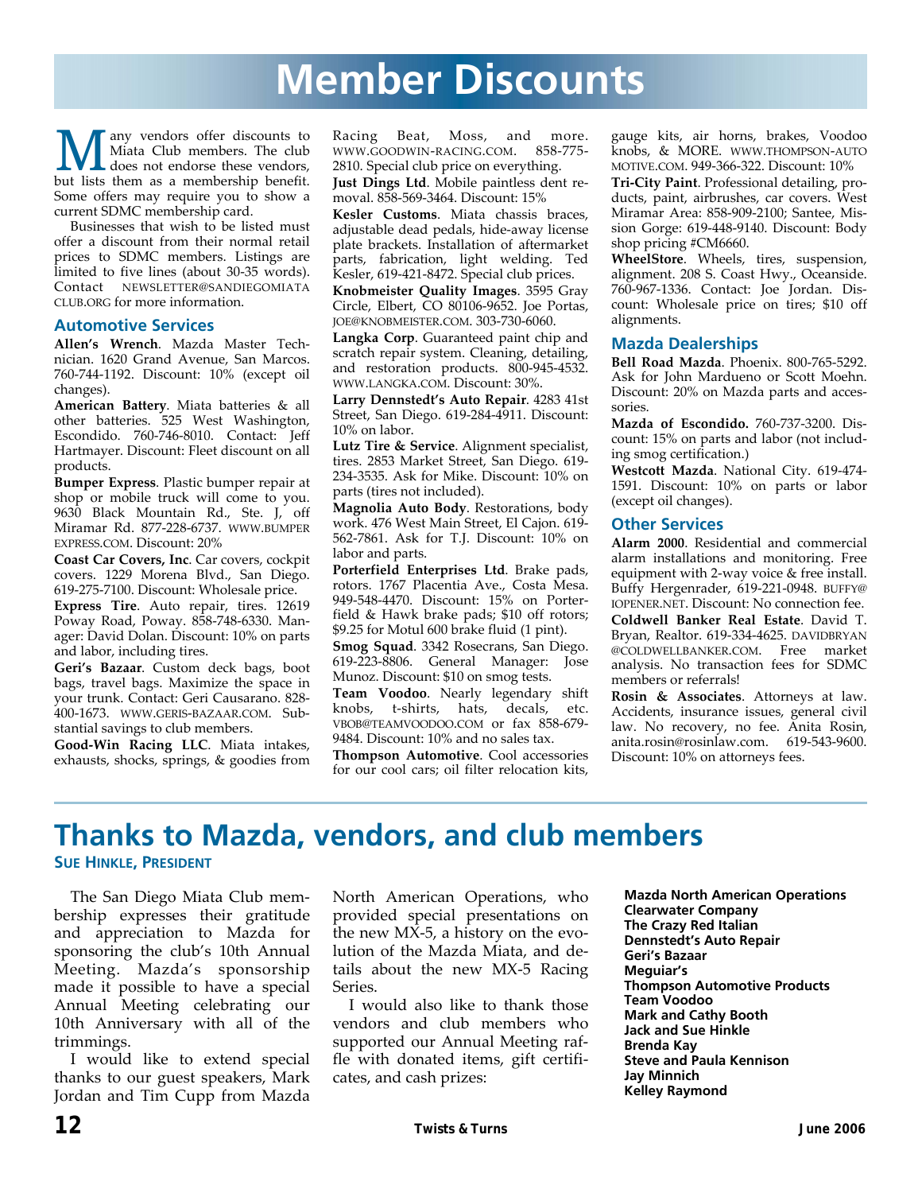# Member Discounts

Many vendors offer discounts to Miata Club members. The club does not endorse these vendors, but lists them as a membership benefit. Some offers may require you to show a current SDMC membership card.

Businesses that wish to be listed must offer a discount from their normal retail prices to SDMC members. Listings are limited to five lines (about 30-35 words). Contact NEWSLETTER@SANDIEGOMIATACLUB.ORG for more information.

## Automotive Services

**Allen's Wrench**. Mazda Master Technician. 1620 Grand Avenue, San Marcos. 760-744-1192. Discount: 10% (except oil changes).

**American Battery**. Miata batteries & all other batteries. 525 West Washington, Escondido. 760-746-8010. Contact: Jeff Hartmayer. Discount: Fleet discount on all products.

**Bumper Express**. Plastic bumper repair at shop or mobile truck will come to you. 9630 Black Mountain Rd., Ste. J, off Miramar Rd. 877-228-6737. WWW.BUMPEREXPRESS.COM. Discount: 20%

**Coast Car Covers, Inc**. Car covers, cockpit covers. 1229 Morena Blvd., San Diego. 619-275-7100. Discount: Wholesale price.

**Express Tire**. Auto repair, tires. 12619 Poway Road, Poway. 858-748-6330. Manager: David Dolan. Discount: 10% on parts and labor, including tires.

**Geri's Bazaar**. Custom deck bags, boot bags, travel bags. Maximize the space in your trunk. Contact: Geri Causarano. 828-400-1673. WWW.GERIS-BAZAAR.COM. Substantial savings to club members.

**Good-Win Racing LLC**. Miata intakes, exhausts, shocks, springs, & goodies from Racing Beat, Moss, and more. WWW.GOODWIN-RACING.COM. 858-775-2810. Special club price on everything.

**Just Dings Ltd**. Mobile paintless dent removal. 858-569-3464. Discount: 15%

**Kesler Customs**. Miata chassis braces, adjustable dead pedals, hide-away license plate brackets. Installation of aftermarket parts, fabrication, light welding. Ted Kesler, 619-421-8472. Special club prices.

**Knobmeister Quality Images**. 3595 Gray Circle, Elbert, CO 80106-9652. Joe Portas, JOE@KNOBMEISTER.COM. 303-730-6060.

**Langka Corp**. Guaranteed paint chip and scratch repair system. Cleaning, detailing, and restoration products. 800-945-4532. WWW.LANGKA.COM. Discount: 30%.

**Larry Dennstedt's Auto Repair**. 4283 41st Street, San Diego. 619-284-4911. Discount: 10% on labor.

**Lutz Tire & Service**. Alignment specialist, tires. 2853 Market Street, San Diego. 619-234-3535. Ask for Mike. Discount: 10% on parts (tires not included).

**Magnolia Auto Body**. Restorations, body work. 476 West Main Street, El Cajon. 619-562-7861. Ask for T.J. Discount: 10% on labor and parts.

**Porterfield Enterprises Ltd**. Brake pads, rotors. 1767 Placentia Ave., Costa Mesa. 949-548-4470. Discount: 15% on Porterfield & Hawk brake pads; $10 off rotors; $9.25 for Motul 600 brake fluid (1 pint).

**Smog Squad**. 3342 Rosecrans, San Diego. 619-223-8806. General Manager: Jose Munoz. Discount: $10 on smog tests.

**Team Voodoo**. Nearly legendary shift knobs, t-shirts, hats, decals, etc. VBOB@TEAMVOODOO.COM or fax 858-679-9484. Discount: 10% and no sales tax.

**Thompson Automotive**. Cool accessories for our cool cars; oil filter relocation kits, gauge kits, air horns, brakes, Voodoo knobs, & MORE. WWW.THOMPSON-AUTOMOTIVE.COM. 949-366-322. Discount: 10%

**Tri-City Paint**. Professional detailing, products, paint, airbrushes, car covers. West Miramar Area: 858-909-2100; Santee, Mission Gorge: 619-448-9140. Discount: Body shop pricing #CM6660.

**WheelStore**. Wheels, tires, suspension, alignment. 208 S. Coast Hwy., Oceanside. 760-967-1336. Contact: Joe Jordan. Discount: Wholesale price on tires; $10 off alignments.

## Mazda Dealerships

**Bell Road Mazda**. Phoenix. 800-765-5292. Ask for John Mardueno or Scott Moehn. Discount: 20% on Mazda parts and accessories.

**Mazda of Escondido.** 760-737-3200. Discount: 15% on parts and labor (not including smog certification.)

**Westcott Mazda**. National City. 619-474-1591. Discount: 10% on parts or labor (except oil changes).

## Other Services

**Alarm 2000**. Residential and commercial alarm installations and monitoring. Free equipment with 2-way voice & free install. Buffy Hergenrader, 619-221-0948. BUFFY@IOPENER.NET. Discount: No connection fee.

**Coldwell Banker Real Estate**. David T. Bryan, Realtor. 619-334-4625. DAVIDBRYAN@COLDWELLBANKER.COM. Free market analysis. No transaction fees for SDMC members or referrals!

**Rosin & Associates**. Attorneys at law. Accidents, insurance issues, general civil law. No recovery, no fee. Anita Rosin, anita.rosin@rosinlaw.com. 619-543-9600. Discount: 10% on attorneys fees.

# Thanks to Mazda, vendors, and club members

**Sue Hinkle, President**

The San Diego Miata Club membership expresses their gratitude and appreciation to Mazda for sponsoring the club's 10th Annual Meeting. Mazda's sponsorship made it possible to have a special Annual Meeting celebrating our 10th Anniversary with all of the trimmings.

I would like to extend special thanks to our guest speakers, Mark Jordan and Tim Cupp from Mazda North American Operations, who provided special presentations on the new MX-5, a history on the evolution of the Mazda Miata, and details about the new MX-5 Racing Series.

I would also like to thank those vendors and club members who supported our Annual Meeting raffle with donated items, gift certificates, and cash prizes:

**Mazda North American Operations**
**Clearwater Company**
**The Crazy Red Italian**
**Dennstedt's Auto Repair**
**Geri's Bazaar**
**Meguiar's**
**Thompson Automotive Products**
**Team Voodoo**
**Mark and Cathy Booth**
**Jack and Sue Hinkle**
**Brenda Kay**
**Steve and Paula Kennison**
**Jay Minnich**
**Kelley Raymond**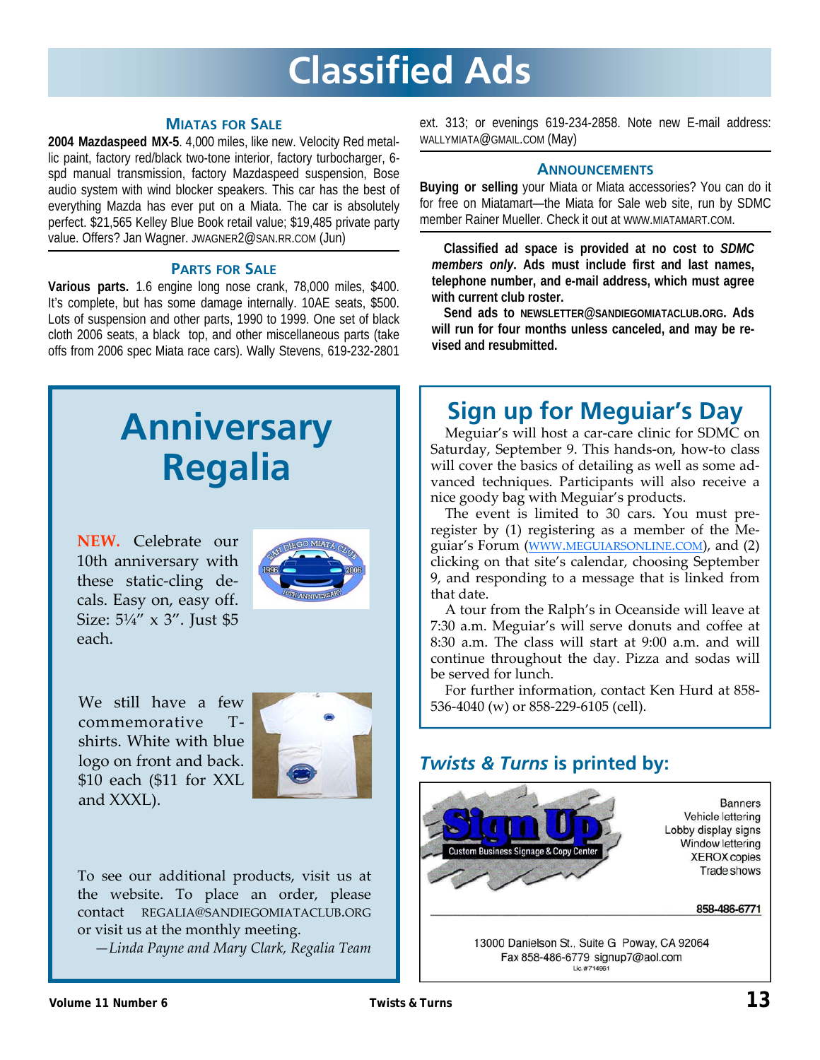# Classified Ads

### Miatas for Sale

**2004 Mazdaspeed MX-5**. 4,000 miles, like new. Velocity Red metallic paint, factory red/black two-tone interior, factory turbocharger, 6-spd manual transmission, factory Mazdaspeed suspension, Bose audio system with wind blocker speakers. This car has the best of everything Mazda has ever put on a Miata. The car is absolutely perfect. $21,565 Kelley Blue Book retail value; $19,485 private party value. Offers? Jan Wagner. JWAGNER2@SAN.RR.COM (Jun)

### Parts for Sale

**Various parts.** 1.6 engine long nose crank, 78,000 miles, $400. It's complete, but has some damage internally. 10AE seats, $500. Lots of suspension and other parts, 1990 to 1999. One set of black cloth 2006 seats, a black top, and other miscellaneous parts (take offs from 2006 spec Miata race cars). Wally Stevens, 619-232-2801 ext. 313; or evenings 619-234-2858. Note new E-mail address: WALLYMIATA@GMAIL.COM (May)

### Announcements

**Buying or selling** your Miata or Miata accessories? You can do it for free on Miatamart—the Miata for Sale web site, run by SDMC member Rainer Mueller. Check it out at WWW.MIATAMART.COM.

**Classified ad space is provided at no cost to *SDMC members only*. Ads must include first and last names, telephone number, and e-mail address, which must agree with current club roster.**

**Send ads to NEWSLETTER@SANDIEGOMIATACLUB.ORG. Ads will run for four months unless canceled, and may be revised and resubmitted.**

## Anniversary Regalia

**NEW.** Celebrate our 10th anniversary with these static-cling decals. Easy on, easy off. Size: 5¼″ x 3″. Just $5 each.

We still have a few commemorative T-shirts. White with blue logo on front and back. $10 each ($11 for XXL and XXXL).

To see our additional products, visit us at the website. To place an order, please contact REGALIA@SANDIEGOMIATACLUB.ORG or visit us at the monthly meeting.

*—Linda Payne and Mary Clark, Regalia Team*

## Sign up for Meguiar's Day

Meguiar's will host a car-care clinic for SDMC on Saturday, September 9. This hands-on, how-to class will cover the basics of detailing as well as some advanced techniques. Participants will also receive a nice goody bag with Meguiar's products.

The event is limited to 30 cars. You must preregister by (1) registering as a member of the Meguiar's Forum (WWW.MEGUIARSONLINE.COM), and (2) clicking on that site's calendar, choosing September 9, and responding to a message that is linked from that date.

A tour from the Ralph's in Oceanside will leave at 7:30 a.m. Meguiar's will serve donuts and coffee at 8:30 a.m. The class will start at 9:00 a.m. and will continue throughout the day. Pizza and sodas will be served for lunch.

For further information, contact Ken Hurd at 858-536-4040 (w) or 858-229-6105 (cell).

## *Twists & Turns* is printed by:

Sign Up — Custom Business Signage & Copy Center

Banners
Vehicle lettering
Lobby display signs
Window lettering
XEROX copies
Trade shows

858-486-6771

13000 Danielson St., Suite G Poway, CA 92064
Fax 858-486-6779 signup7@aol.com
Lic.#714961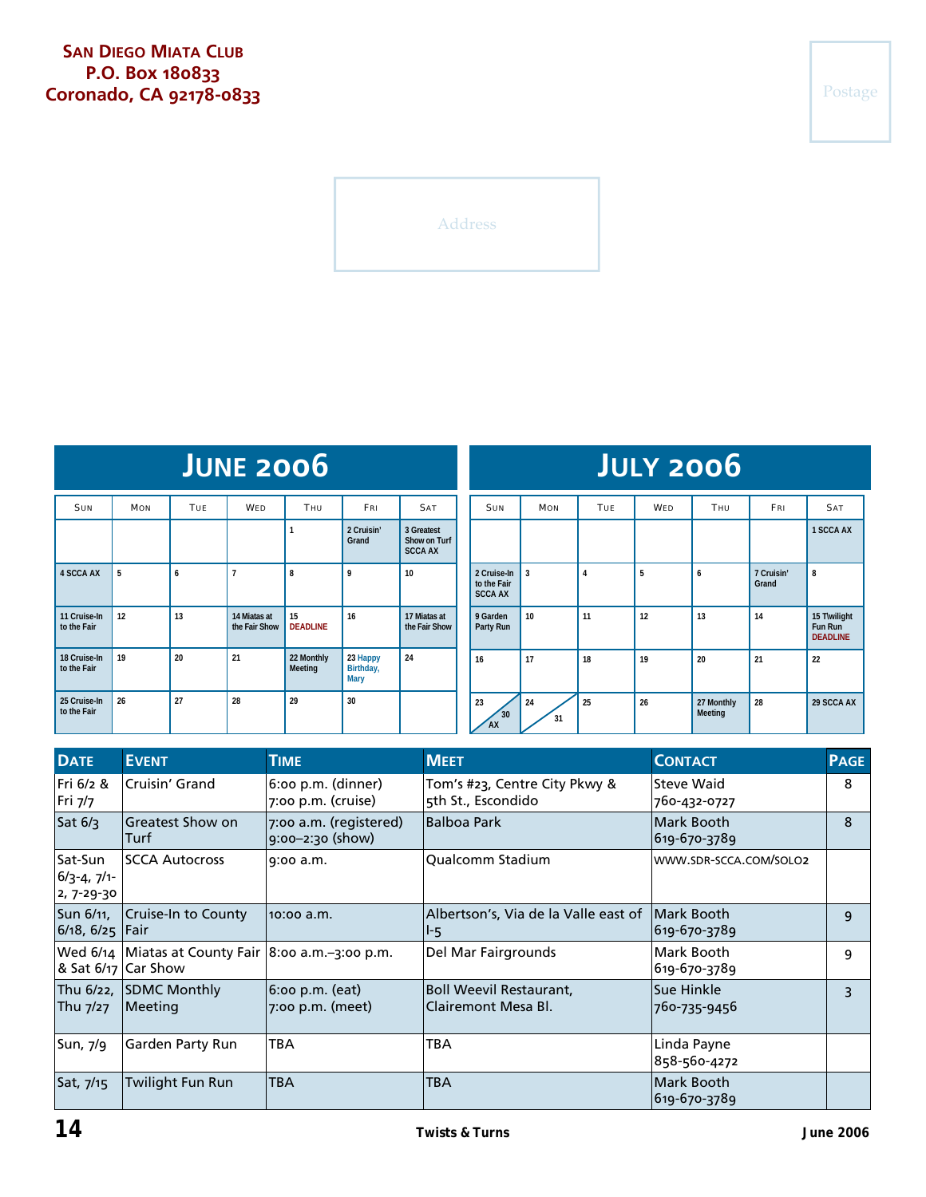San Diego Miata Club
P.O. Box 180833
Coronado, CA 92178-0833

Postage

Address

## June 2006

| Sun | Mon | Tue | Wed | Thu | Fri | Sat |
|---|---|---|---|---|---|---|
| | | | | 1 | 2 Cruisin' Grand | 3 Greatest Show on Turf SCCA AX |
| 4 SCCA AX | 5 | 6 | 7 | 8 | 9 | 10 |
| 11 Cruise-In to the Fair | 12 | 13 | 14 Miatas at the Fair Show | 15 DEADLINE | 16 | 17 Miatas at the Fair Show |
| 18 Cruise-In to the Fair | 19 | 20 | 21 | 22 Monthly Meeting | 23 Happy Birthday, Mary | 24 |
| 25 Cruise-In to the Fair | 26 | 27 | 28 | 29 | 30 | |

## July 2006

| Sun | Mon | Tue | Wed | Thu | Fri | Sat |
|---|---|---|---|---|---|---|
| | | | | | | 1 SCCA AX |
| 2 Cruise-In to the Fair SCCA AX | 3 | 4 | 5 | 6 | 7 Cruisin' Grand | 8 |
| 9 Garden Party Run | 10 | 11 | 12 | 13 | 14 | 15 Twilight Fun Run DEADLINE |
| 16 | 17 | 18 | 19 | 20 | 21 | 22 |
| 23 / 30 AX | 24 / 31 | 25 | 26 | 27 Monthly Meeting | 28 | 29 SCCA AX |

| Date | Event | Time | Meet | Contact | Page |
|---|---|---|---|---|---|
| Fri 6/2 & Fri 7/7 | Cruisin' Grand | 6:00 p.m. (dinner) 7:00 p.m. (cruise) | Tom's #23, Centre City Pkwy & 5th St., Escondido | Steve Waid 760-432-0727 | 8 |
| Sat 6/3 | Greatest Show on Turf | 7:00 a.m. (registered) 9:00–2:30 (show) | Balboa Park | Mark Booth 619-670-3789 | 8 |
| Sat-Sun 6/3-4, 7/1-2, 7-29-30 | SCCA Autocross | 9:00 a.m. | Qualcomm Stadium | www.sdr-scca.com/solo2 | |
| Sun 6/11, 6/18, 6/25 | Cruise-In to County Fair | 10:00 a.m. | Albertson's, Via de la Valle east of I-5 | Mark Booth 619-670-3789 | 9 |
| Wed 6/14 & Sat 6/17 | Miatas at County Fair Car Show | 8:00 a.m.–3:00 p.m. | Del Mar Fairgrounds | Mark Booth 619-670-3789 | 9 |
| Thu 6/22, Thu 7/27 | SDMC Monthly Meeting | 6:00 p.m. (eat) 7:00 p.m. (meet) | Boll Weevil Restaurant, Clairemont Mesa Bl. | Sue Hinkle 760-735-9456 | 3 |
| Sun, 7/9 | Garden Party Run | TBA | TBA | Linda Payne 858-560-4272 | |
| Sat, 7/15 | Twilight Fun Run | TBA | TBA | Mark Booth 619-670-3789 | |